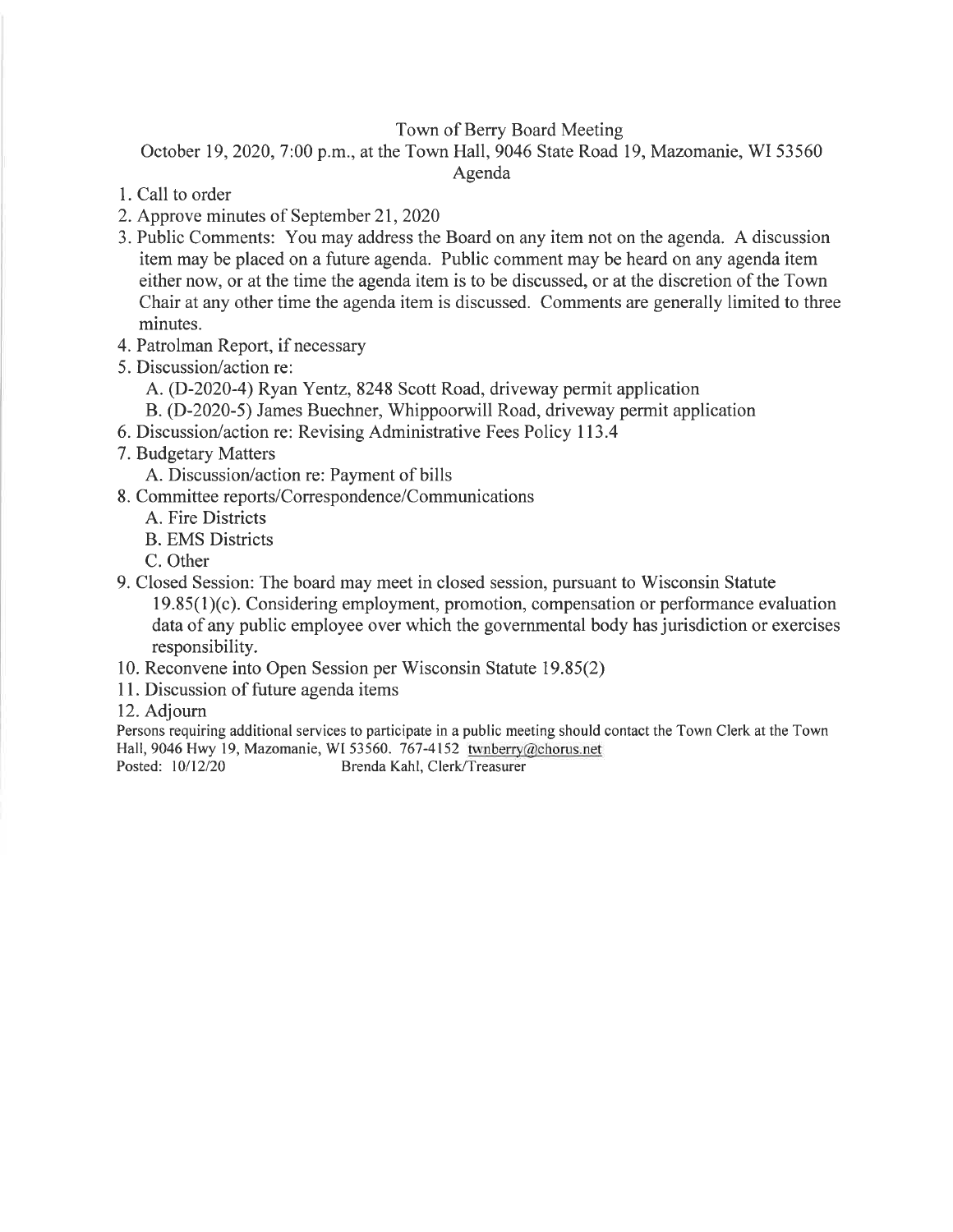# Town of Berry Board Meeting

October 19, 2020, 7:00 p.m., at the Town Hall, 9046 State Road 19, Mazomanie, WI 53560

Agenda

1. Call to order
2. Approve minutes of September 21, 2020
3. Public Comments: You may address the Board on any item not on the agenda. A discussion item may be placed on a future agenda. Public comment may be heard on any agenda item either now, or at the time the agenda item is to be discussed, or at the discretion of the Town Chair at any other time the agenda item is discussed. Comments are generally limited to three minutes.
4. Patrolman Report, if necessary
5. Discussion/action re:
   - A. (D-2020-4) Ryan Yentz, 8248 Scott Road, driveway permit application
   - B. (D-2020-5) James Buechner, Whippoorwill Road, driveway permit application
6. Discussion/action re: Revising Administrative Fees Policy 113.4
7. Budgetary Matters
   - A. Discussion/action re: Payment of bills
8. Committee reports/Correspondence/Communications
   - A. Fire Districts
   - B. EMS Districts
   - C. Other
9. Closed Session: The board may meet in closed session, pursuant to Wisconsin Statute 19.85(1)(c). Considering employment, promotion, compensation or performance evaluation data of any public employee over which the governmental body has jurisdiction or exercises responsibility.
10. Reconvene into Open Session per Wisconsin Statute 19.85(2)
11. Discussion of future agenda items
12. Adjourn

Persons requiring additional services to participate in a public meeting should contact the Town Clerk at the Town Hall, 9046 Hwy 19, Mazomanie, WI 53560. 767-4152 twnberry@chorus.net

Posted: 10/12/20 Brenda Kahl, Clerk/Treasurer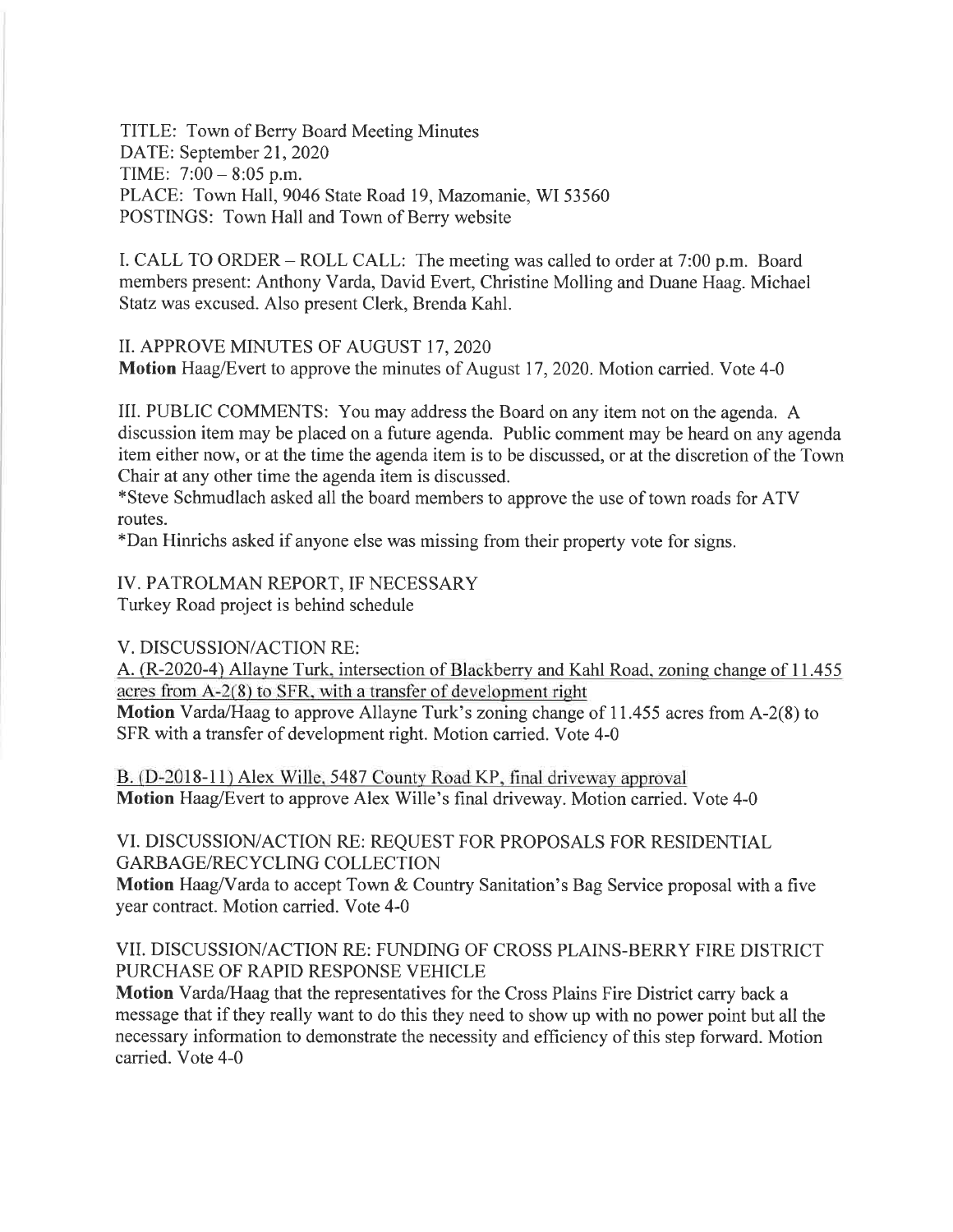TITLE: Town of Berry Board Meeting Minutes
DATE: September 21, 2020
TIME: 7:00 – 8:05 p.m.
PLACE: Town Hall, 9046 State Road 19, Mazomanie, WI 53560
POSTINGS: Town Hall and Town of Berry website

I. CALL TO ORDER – ROLL CALL: The meeting was called to order at 7:00 p.m. Board members present: Anthony Varda, David Evert, Christine Molling and Duane Haag. Michael Statz was excused. Also present Clerk, Brenda Kahl.

II. APPROVE MINUTES OF AUGUST 17, 2020
**Motion** Haag/Evert to approve the minutes of August 17, 2020. Motion carried. Vote 4-0

III. PUBLIC COMMENTS: You may address the Board on any item not on the agenda. A discussion item may be placed on a future agenda. Public comment may be heard on any agenda item either now, or at the time the agenda item is to be discussed, or at the discretion of the Town Chair at any other time the agenda item is discussed.
*Steve Schmudlach asked all the board members to approve the use of town roads for ATV routes.
*Dan Hinrichs asked if anyone else was missing from their property vote for signs.

IV. PATROLMAN REPORT, IF NECESSARY
Turkey Road project is behind schedule

V. DISCUSSION/ACTION RE:
A. (R-2020-4) Allayne Turk, intersection of Blackberry and Kahl Road, zoning change of 11.455 acres from A-2(8) to SFR, with a transfer of development right
**Motion** Varda/Haag to approve Allayne Turk's zoning change of 11.455 acres from A-2(8) to SFR with a transfer of development right. Motion carried. Vote 4-0

B. (D-2018-11) Alex Wille, 5487 County Road KP, final driveway approval
**Motion** Haag/Evert to approve Alex Wille's final driveway. Motion carried. Vote 4-0

VI. DISCUSSION/ACTION RE: REQUEST FOR PROPOSALS FOR RESIDENTIAL GARBAGE/RECYCLING COLLECTION
**Motion** Haag/Varda to accept Town & Country Sanitation's Bag Service proposal with a five year contract. Motion carried. Vote 4-0

VII. DISCUSSION/ACTION RE: FUNDING OF CROSS PLAINS-BERRY FIRE DISTRICT PURCHASE OF RAPID RESPONSE VEHICLE
**Motion** Varda/Haag that the representatives for the Cross Plains Fire District carry back a message that if they really want to do this they need to show up with no power point but all the necessary information to demonstrate the necessity and efficiency of this step forward. Motion carried. Vote 4-0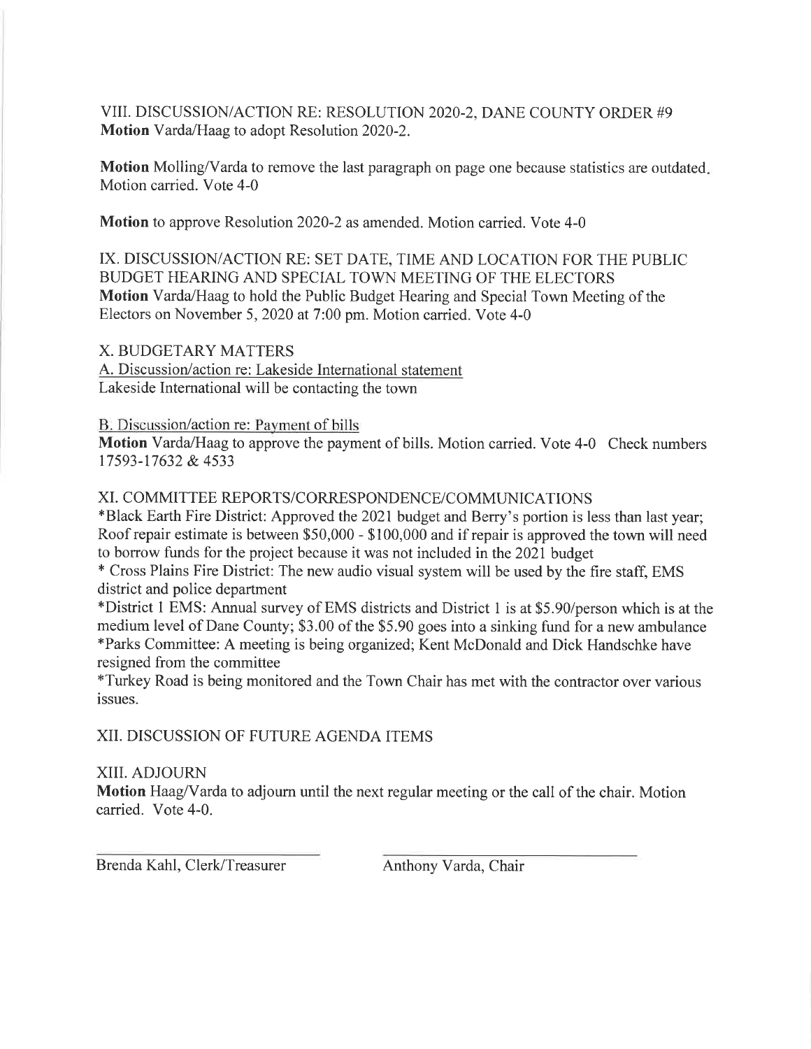VIII. DISCUSSION/ACTION RE: RESOLUTION 2020-2, DANE COUNTY ORDER #9
**Motion** Varda/Haag to adopt Resolution 2020-2.

**Motion** Molling/Varda to remove the last paragraph on page one because statistics are outdated. Motion carried. Vote 4-0

**Motion** to approve Resolution 2020-2 as amended. Motion carried. Vote 4-0

IX. DISCUSSION/ACTION RE: SET DATE, TIME AND LOCATION FOR THE PUBLIC BUDGET HEARING AND SPECIAL TOWN MEETING OF THE ELECTORS
**Motion** Varda/Haag to hold the Public Budget Hearing and Special Town Meeting of the Electors on November 5, 2020 at 7:00 pm. Motion carried. Vote 4-0

X. BUDGETARY MATTERS

A. Discussion/action re: Lakeside International statement
Lakeside International will be contacting the town

B. Discussion/action re: Payment of bills
**Motion** Varda/Haag to approve the payment of bills. Motion carried. Vote 4-0 Check numbers 17593-17632 & 4533

XI. COMMITTEE REPORTS/CORRESPONDENCE/COMMUNICATIONS

*Black Earth Fire District: Approved the 2021 budget and Berry's portion is less than last year; Roof repair estimate is between $50,000 - $100,000 and if repair is approved the town will need to borrow funds for the project because it was not included in the 2021 budget

* Cross Plains Fire District: The new audio visual system will be used by the fire staff, EMS district and police department

*District 1 EMS: Annual survey of EMS districts and District 1 is at $5.90/person which is at the medium level of Dane County; $3.00 of the $5.90 goes into a sinking fund for a new ambulance

*Parks Committee: A meeting is being organized; Kent McDonald and Dick Handschke have resigned from the committee

*Turkey Road is being monitored and the Town Chair has met with the contractor over various issues.

XII. DISCUSSION OF FUTURE AGENDA ITEMS

XIII. ADJOURN
**Motion** Haag/Varda to adjourn until the next regular meeting or the call of the chair. Motion carried. Vote 4-0.

Brenda Kahl, Clerk/Treasurer

Anthony Varda, Chair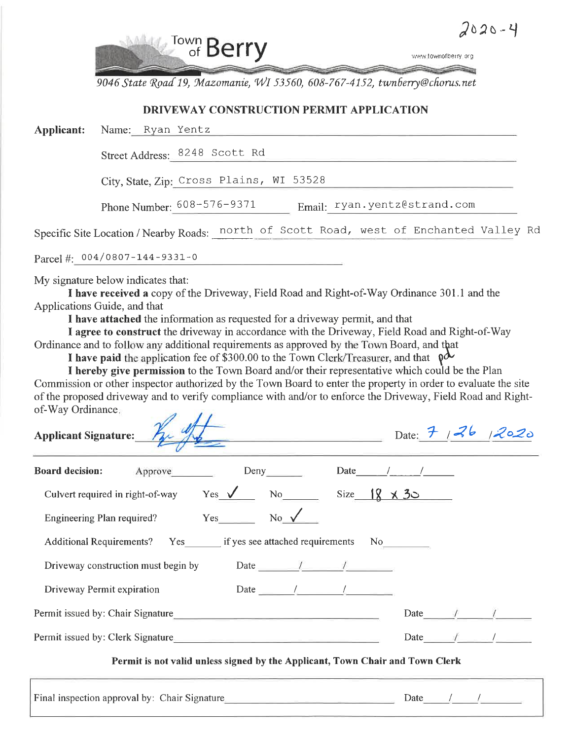2020-4

Town of Berry

www.townofberry.org

*9046 State Road 19, Mazomanie, WI 53560, 608-767-4152, twnberry@chorus.net*

## DRIVEWAY CONSTRUCTION PERMIT APPLICATION

**Applicant:** Name: Ryan Yentz

Street Address: 8248 Scott Rd

City, State, Zip: Cross Plains, WI 53528

Phone Number: 608-576-9371 Email: ryan.yentz@strand.com

Specific Site Location / Nearby Roads: north of Scott Road, west of Enchanted Valley Rd

Parcel #: 004/0807-144-9331-0

My signature below indicates that:

**I have received a** copy of the Driveway, Field Road and Right-of-Way Ordinance 301.1 and the Applications Guide, and that

**I have attached** the information as requested for a driveway permit, and that

**I agree to construct** the driveway in accordance with the Driveway, Field Road and Right-of-Way Ordinance and to follow any additional requirements as approved by the Town Board, and that

**I have paid** the application fee of $300.00 to the Town Clerk/Treasurer, and that pd

**I hereby give permission** to the Town Board and/or their representative which could be the Plan Commission or other inspector authorized by the Town Board to enter the property in order to evaluate the site of the proposed driveway and to verify compliance with and/or to enforce the Driveway, Field Road and Right-of-Way Ordinance.

**Applicant Signature:** [signature] Date: 7 / 26 / 2020

---

**Board decision:** Approve\_\_\_\_\_\_ Deny\_\_\_\_\_\_ Date\_\_\_/\_\_\_/\_\_\_

Culvert required in right-of-way Yes ✓ No\_\_\_\_\_\_ Size 18 x 30

Engineering Plan required? Yes\_\_\_\_\_\_ No ✓

Additional Requirements? Yes\_\_\_\_\_\_ if yes see attached requirements No\_\_\_\_\_\_

Driveway construction must begin by Date \_\_\_/\_\_\_/\_\_\_

Driveway Permit expiration Date \_\_\_/\_\_\_/\_\_\_

Permit issued by: Chair Signature\_\_\_\_\_\_\_\_\_\_\_\_\_\_\_\_ Date\_\_\_/\_\_\_/\_\_\_

Permit issued by: Clerk Signature\_\_\_\_\_\_\_\_\_\_\_\_\_\_\_\_ Date\_\_\_/\_\_\_/\_\_\_

**Permit is not valid unless signed by the Applicant, Town Chair and Town Clerk**

Final inspection approval by: Chair Signature\_\_\_\_\_\_\_\_\_\_\_\_\_\_\_\_ Date\_\_\_/\_\_\_/\_\_\_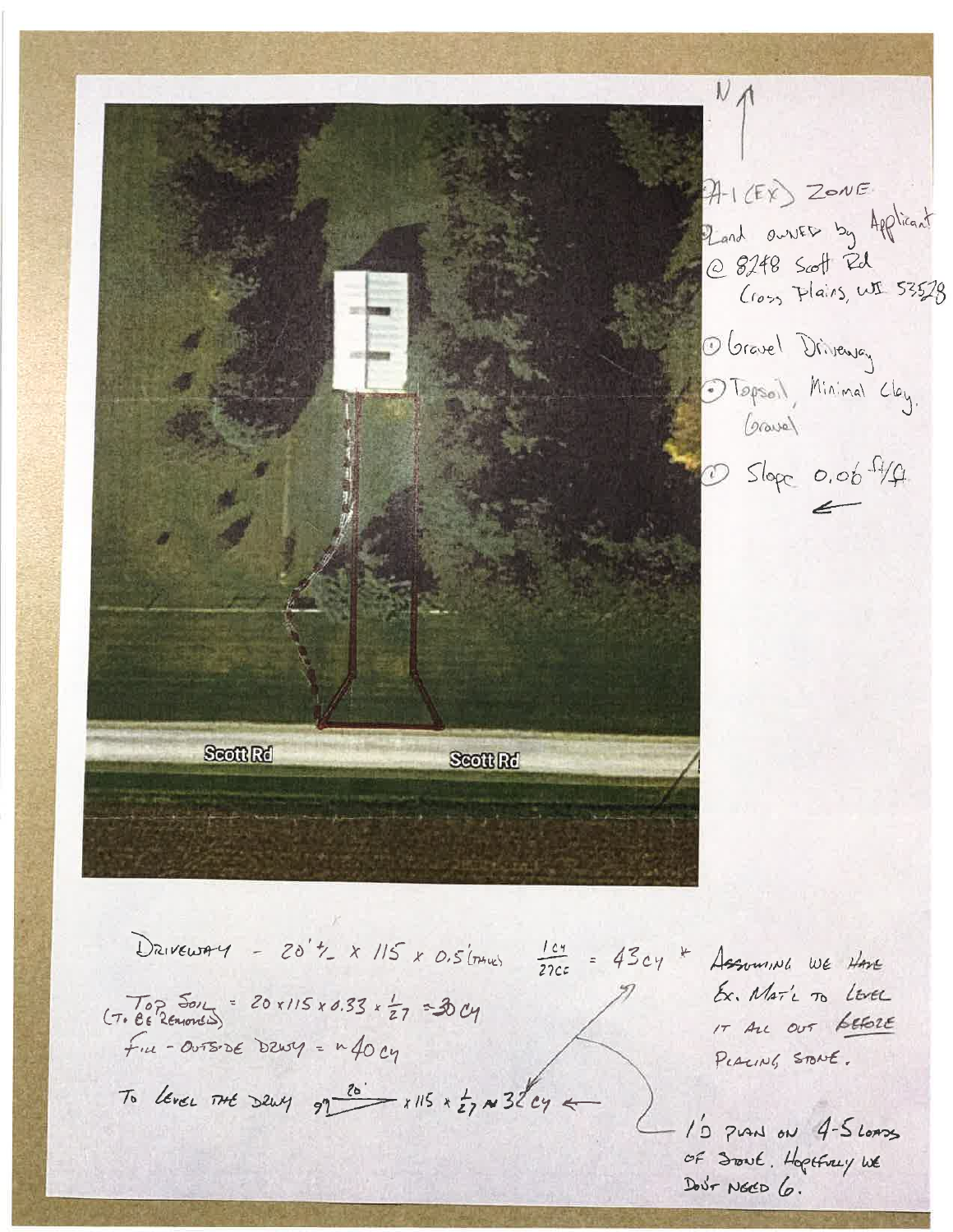N ↑

A-1 (EX) ZONE

Land owned by Applicant
@ 8248 Scott Rd
Cross Plains, WI 53528

① Gravel Driveway

① Topsoil, Minimal Clay, Gravel

① Slope 0.06 ft/ft ←

Scott Rd

Scott Rd

DRIVEWAY - 20'± x 115 x 0.5 (THICK) $\frac{1 CY}{27 CF}$ = 43 CY * ASSUMING WE HAVE EX. MAT'L TO LEVEL IT ALL OUT BEFORE PLACING STONE.

TOP SOIL (TO BE REMOVED) = 20 x 115 x 0.33 x $\frac{1}{27}$ ≈ 30 CY

FILL - OUTSIDE DRWY = ~40 CY

TO LEVEL THE DRWY 9? $\frac{20'}{}$ x 115 x $\frac{1}{27}$ ≈ 32 CY ←

I'D PLAN ON 4-5 LOADS OF STONE. HOPEFULLY WE DON'T NEED 6.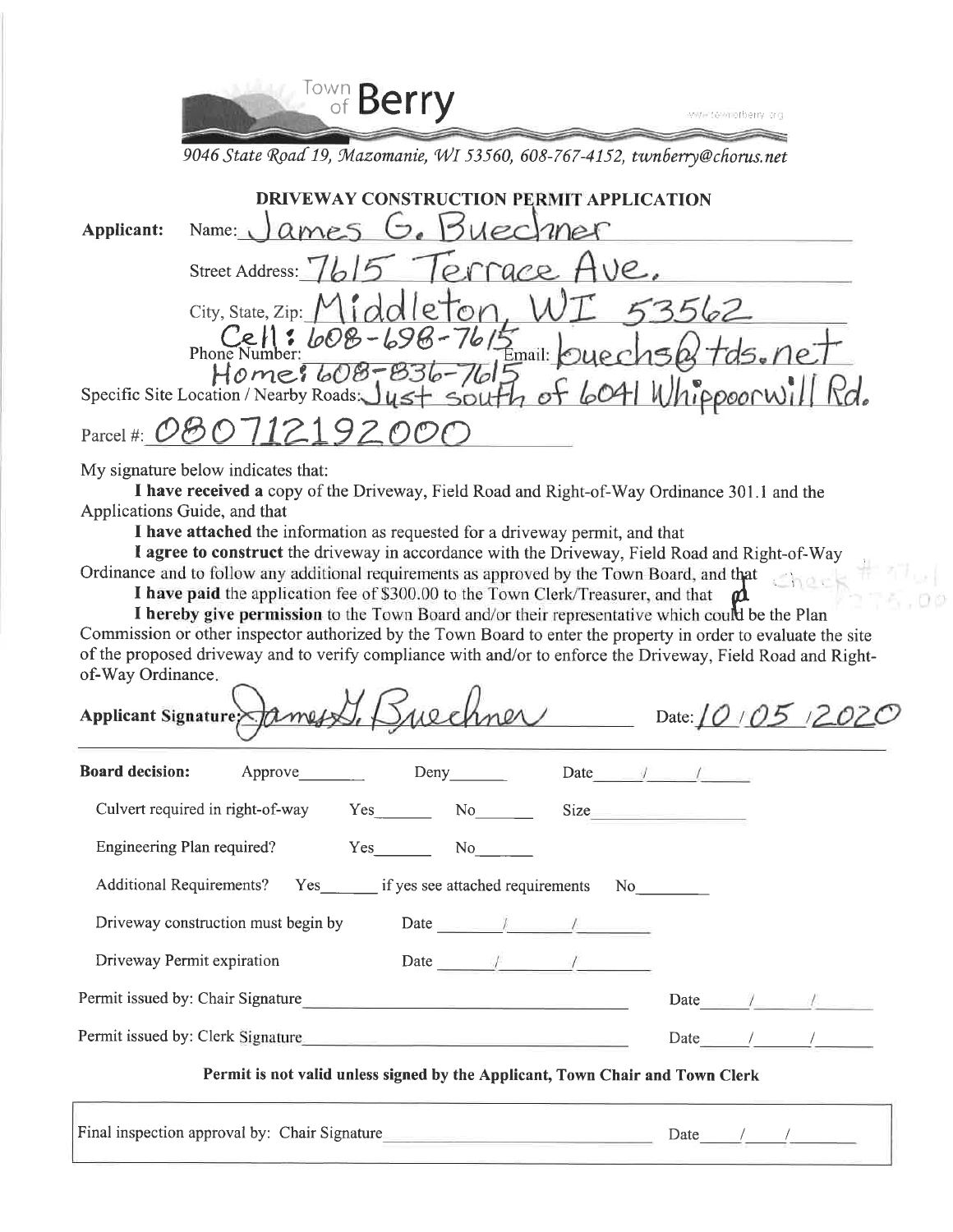Town of **Berry**

www.townofberry.org

*9046 State Road 19, Mazomanie, WI 53560, 608-767-4152, twnberry@chorus.net*

## DRIVEWAY CONSTRUCTION PERMIT APPLICATION

**Applicant:** Name: James G. Buechner

Street Address: 7615 Terrace Ave.

City, State, Zip: Middleton, WI 53562

Phone Number: Cell: 608-698-7615 Home: 608-836-7615 Email: buechs@tds.net

Specific Site Location / Nearby Roads: Just south of 6041 Whippoorwill Rd.

Parcel #: 080712192000

My signature below indicates that:

**I have received a** copy of the Driveway, Field Road and Right-of-Way Ordinance 301.1 and the Applications Guide, and that

**I have attached** the information as requested for a driveway permit, and that

**I agree to construct** the driveway in accordance with the Driveway, Field Road and Right-of-Way Ordinance and to follow any additional requirements as approved by the Town Board, and that

**I have paid** the application fee of $300.00 to the Town Clerk/Treasurer, and that pd Check #1761 $275.00

**I hereby give permission** to the Town Board and/or their representative which could be the Plan Commission or other inspector authorized by the Town Board to enter the property in order to evaluate the site of the proposed driveway and to verify compliance with and/or to enforce the Driveway, Field Road and Right-of-Way Ordinance.

**Applicant Signature:** James G. Buechner Date: 10/05/2020

---

**Board decision:** Approve_______ Deny_______ Date___/___/___

Culvert required in right-of-way Yes_______ No_______ Size__________

Engineering Plan required? Yes_______ No_______

Additional Requirements? Yes_______ if yes see attached requirements No_______

Driveway construction must begin by Date___/___/___

Driveway Permit expiration Date___/___/___

Permit issued by: Chair Signature__________________ Date___/___/___

Permit issued by: Clerk Signature__________________ Date___/___/___

**Permit is not valid unless signed by the Applicant, Town Chair and Town Clerk**

Final inspection approval by: Chair Signature__________________ Date___/___/___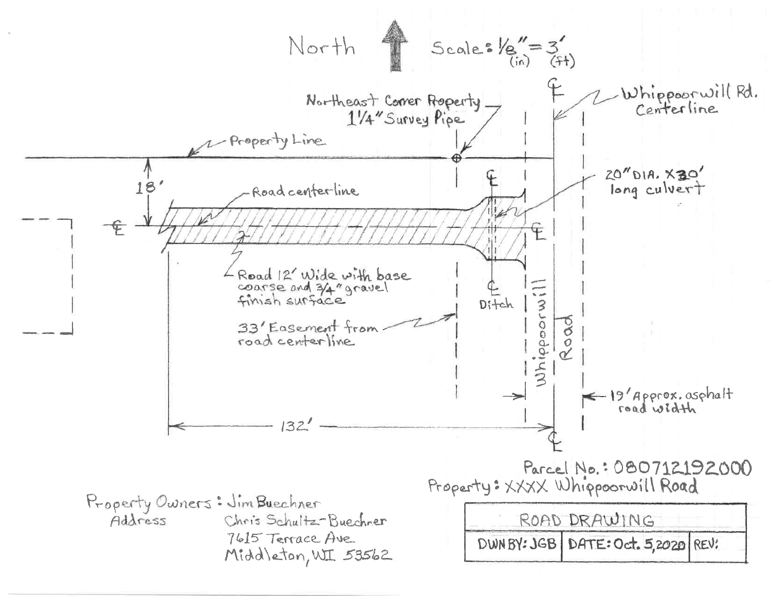North ↑ Scale: 1/8" (in) = 3' (ft)

Northeast Corner Property 1 1/4" Survey Pipe

Whippoorwill Rd. Centerline

Property Line

18'

Road centerline

20" DIA. X 30' long culvert

Road 12' Wide with base coarse and 3/4" gravel finish surface

Ditch

33' Easement from road centerline

Whippoorwill Road

19' Approx. asphalt road width

132'

Parcel No.: 080712192000

Property: XXXX Whippoorwill Road

Property Owners: Jim Buechner
Chris Schultz-Buechner

Address: 7615 Terrace Ave.
Middleton, WI 53562

| ROAD DRAWING | | |
|---|---|---|
| DWN BY: JGB | DATE: Oct. 5, 2020 | REV: |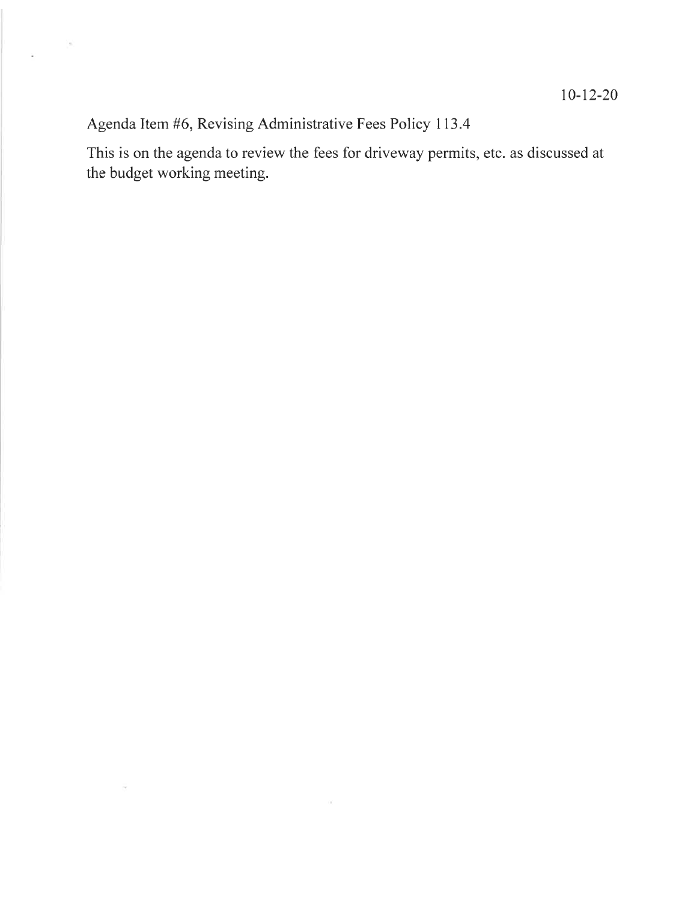10-12-20

Agenda Item #6, Revising Administrative Fees Policy 113.4

This is on the agenda to review the fees for driveway permits, etc. as discussed at the budget working meeting.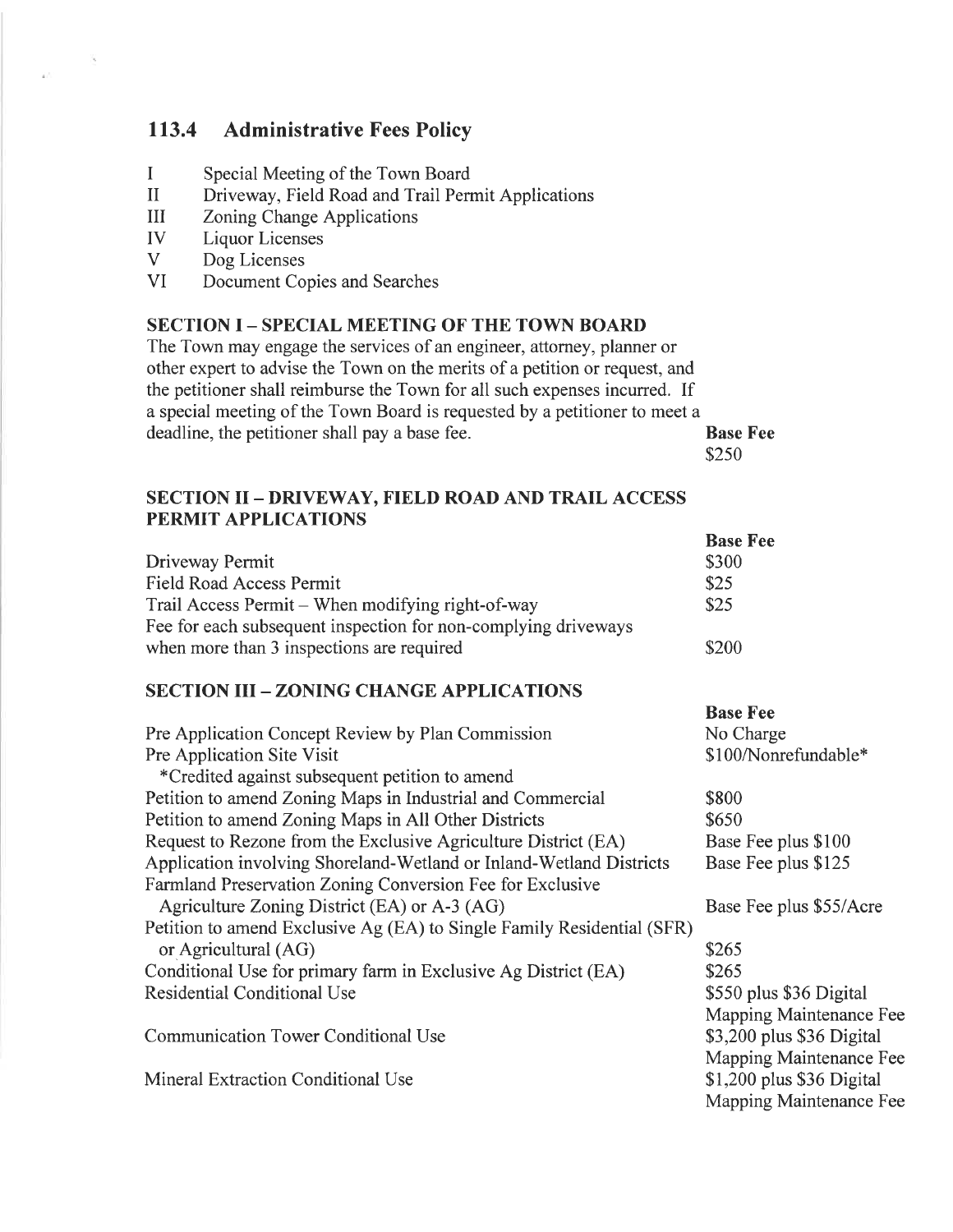## 113.4 Administrative Fees Policy

| | |
|---|---|
| I | Special Meeting of the Town Board |
| II | Driveway, Field Road and Trail Permit Applications |
| III | Zoning Change Applications |
| IV | Liquor Licenses |
| V | Dog Licenses |
| VI | Document Copies and Searches |

### SECTION I – SPECIAL MEETING OF THE TOWN BOARD

| | **Base Fee** |
|---|---|
| The Town may engage the services of an engineer, attorney, planner or other expert to advise the Town on the merits of a petition or request, and the petitioner shall reimburse the Town for all such expenses incurred. If a special meeting of the Town Board is requested by a petitioner to meet a deadline, the petitioner shall pay a base fee. | $250 |

### SECTION II – DRIVEWAY, FIELD ROAD AND TRAIL ACCESS PERMIT APPLICATIONS

| | **Base Fee** |
|---|---|
| Driveway Permit | $300 |
| Field Road Access Permit | $25 |
| Trail Access Permit – When modifying right-of-way | $25 |
| Fee for each subsequent inspection for non-complying driveways when more than 3 inspections are required | $200 |

### SECTION III – ZONING CHANGE APPLICATIONS

| | **Base Fee** |
|---|---|
| Pre Application Concept Review by Plan Commission | No Charge |
| Pre Application Site Visit<br>*Credited against subsequent petition to amend | $100/Nonrefundable* |
| Petition to amend Zoning Maps in Industrial and Commercial | $800 |
| Petition to amend Zoning Maps in All Other Districts | $650 |
| Request to Rezone from the Exclusive Agriculture District (EA) | Base Fee plus $100 |
| Application involving Shoreland-Wetland or Inland-Wetland Districts | Base Fee plus $125 |
| Farmland Preservation Zoning Conversion Fee for Exclusive Agriculture Zoning District (EA) or A-3 (AG) | Base Fee plus $55/Acre |
| Petition to amend Exclusive Ag (EA) to Single Family Residential (SFR) or Agricultural (AG) | $265 |
| Conditional Use for primary farm in Exclusive Ag District (EA) | $265 |
| Residential Conditional Use | $550 plus $36 Digital Mapping Maintenance Fee |
| Communication Tower Conditional Use | $3,200 plus $36 Digital Mapping Maintenance Fee |
| Mineral Extraction Conditional Use | $1,200 plus $36 Digital Mapping Maintenance Fee |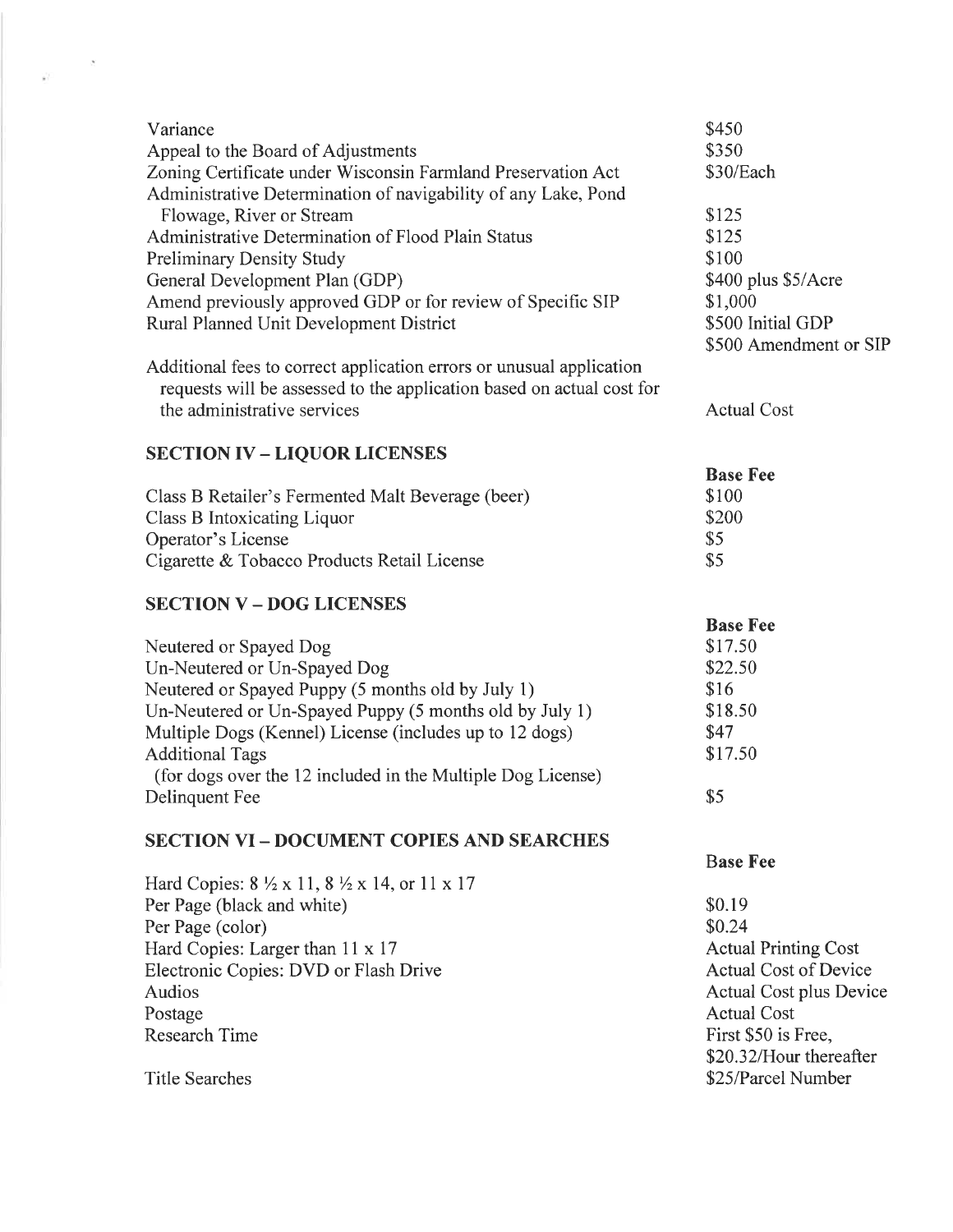| | |
|---|---|
| Variance | \$450 |
| Appeal to the Board of Adjustments | \$350 |
| Zoning Certificate under Wisconsin Farmland Preservation Act | \$30/Each |
| Administrative Determination of navigability of any Lake, Pond Flowage, River or Stream | \$125 |
| Administrative Determination of Flood Plain Status | \$125 |
| Preliminary Density Study | \$100 |
| General Development Plan (GDP) | \$400 plus \$5/Acre |
| Amend previously approved GDP or for review of Specific SIP | \$1,000 |
| Rural Planned Unit Development District | \$500 Initial GDP<br>\$500 Amendment or SIP |
| Additional fees to correct application errors or unusual application requests will be assessed to the application based on actual cost for the administrative services | Actual Cost |

## SECTION IV – LIQUOR LICENSES

| | **Base Fee** |
|---|---|
| Class B Retailer's Fermented Malt Beverage (beer) | \$100 |
| Class B Intoxicating Liquor | \$200 |
| Operator's License | \$5 |
| Cigarette & Tobacco Products Retail License | \$5 |

## SECTION V – DOG LICENSES

| | **Base Fee** |
|---|---|
| Neutered or Spayed Dog | \$17.50 |
| Un-Neutered or Un-Spayed Dog | \$22.50 |
| Neutered or Spayed Puppy (5 months old by July 1) | \$16 |
| Un-Neutered or Un-Spayed Puppy (5 months old by July 1) | \$18.50 |
| Multiple Dogs (Kennel) License (includes up to 12 dogs) | \$47 |
| Additional Tags (for dogs over the 12 included in the Multiple Dog License) | \$17.50 |
| Delinquent Fee | \$5 |

## SECTION VI – DOCUMENT COPIES AND SEARCHES

| | Base Fee |
|---|---|
| Hard Copies: 8 ½ x 11, 8 ½ x 14, or 11 x 17 | |
| Per Page (black and white) | \$0.19 |
| Per Page (color) | \$0.24 |
| Hard Copies: Larger than 11 x 17 | Actual Printing Cost |
| Electronic Copies: DVD or Flash Drive | Actual Cost of Device |
| Audios | Actual Cost plus Device |
| Postage | Actual Cost |
| Research Time | First \$50 is Free,<br>\$20.32/Hour thereafter |
| Title Searches | \$25/Parcel Number |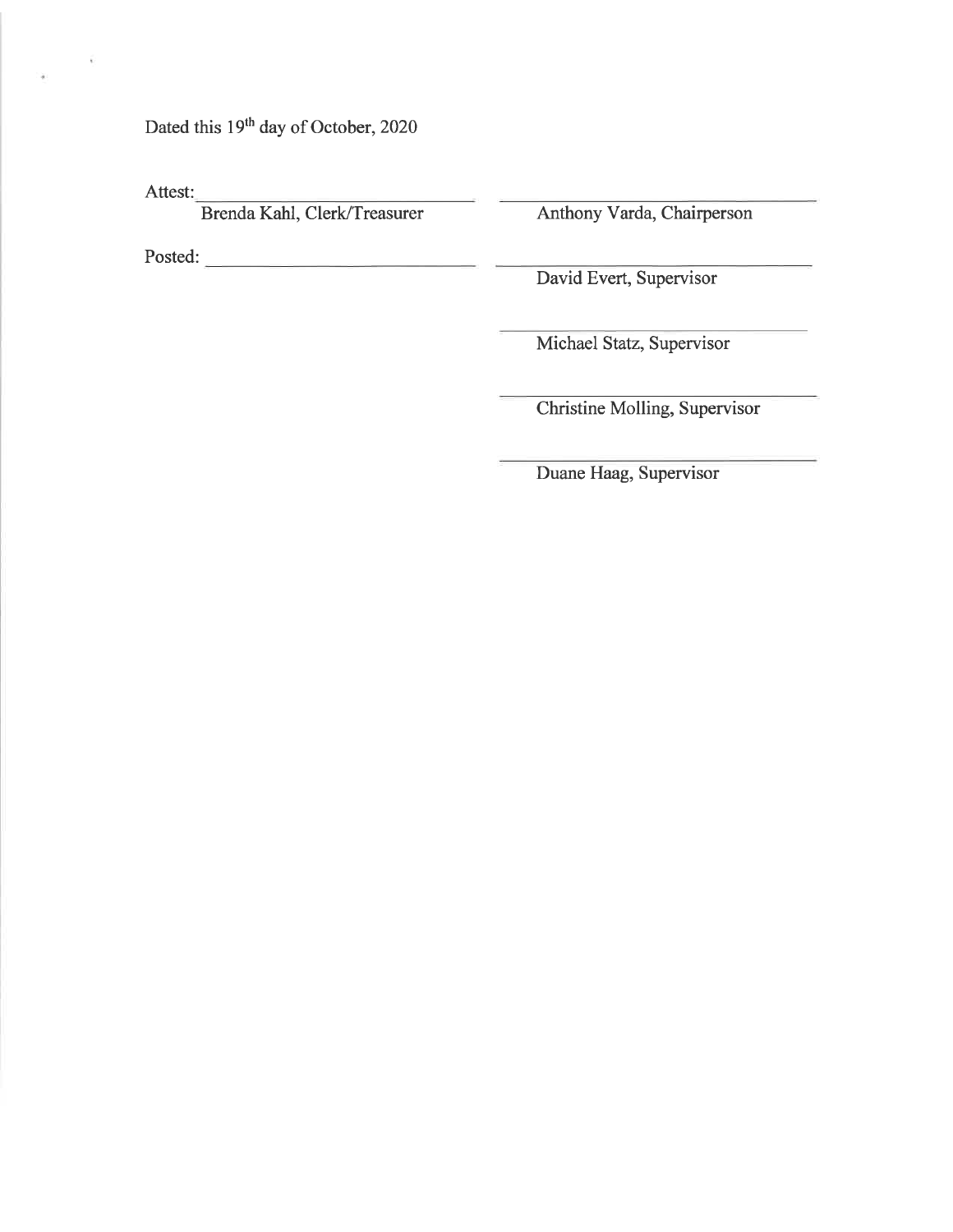Dated this 19th day of October, 2020

Attest: ______________________________
Brenda Kahl, Clerk/Treasurer

______________________________
Anthony Varda, Chairperson

Posted: ______________________________

______________________________
David Evert, Supervisor

______________________________
Michael Statz, Supervisor

______________________________
Christine Molling, Supervisor

______________________________
Duane Haag, Supervisor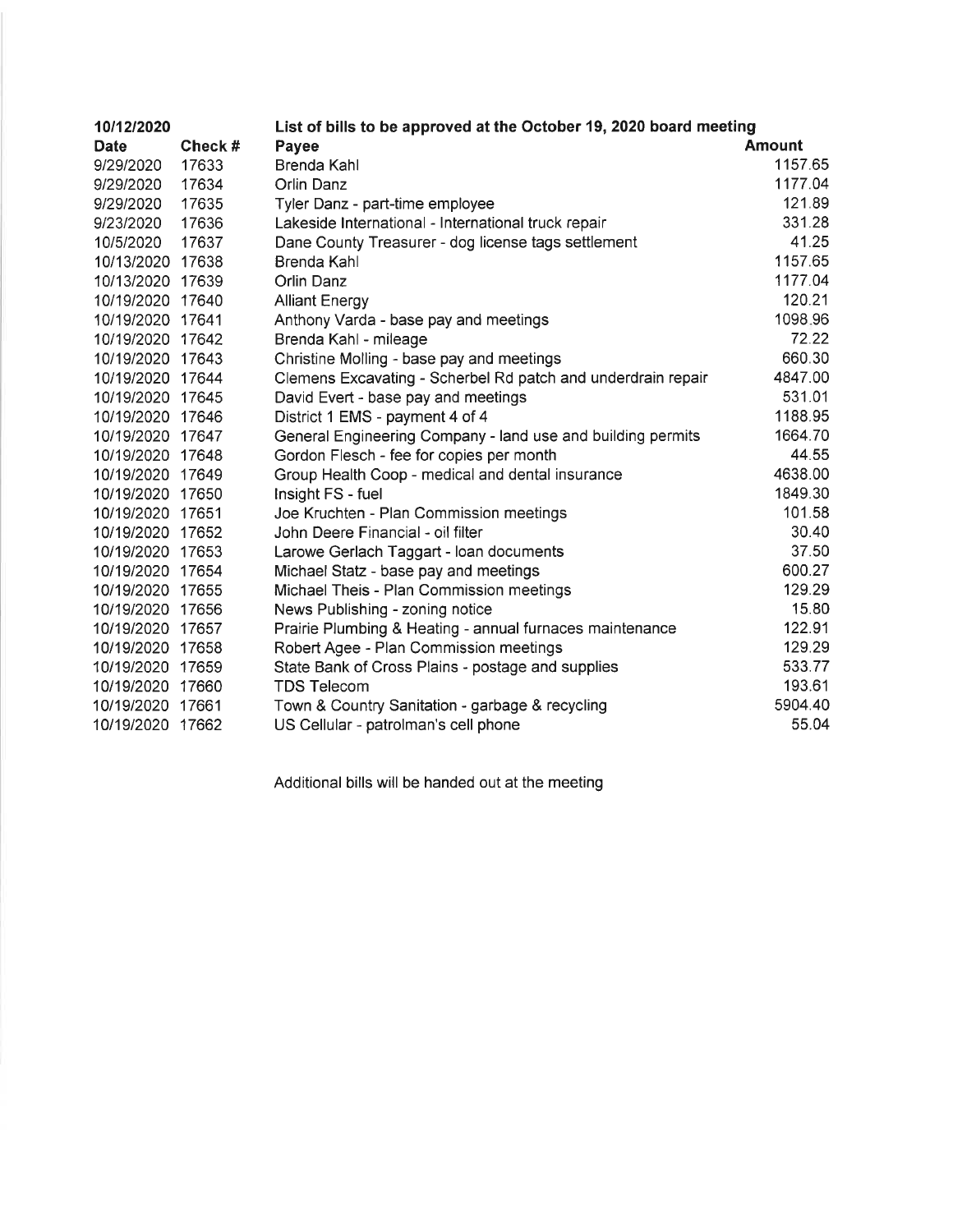**10/12/2020** **List of bills to be approved at the October 19, 2020 board meeting**

| Date | Check # | Payee | Amount |
|---|---|---|---|
| 9/29/2020 | 17633 | Brenda Kahl | 1157.65 |
| 9/29/2020 | 17634 | Orlin Danz | 1177.04 |
| 9/29/2020 | 17635 | Tyler Danz - part-time employee | 121.89 |
| 9/23/2020 | 17636 | Lakeside International - International truck repair | 331.28 |
| 10/5/2020 | 17637 | Dane County Treasurer - dog license tags settlement | 41.25 |
| 10/13/2020 | 17638 | Brenda Kahl | 1157.65 |
| 10/13/2020 | 17639 | Orlin Danz | 1177.04 |
| 10/19/2020 | 17640 | Alliant Energy | 120.21 |
| 10/19/2020 | 17641 | Anthony Varda - base pay and meetings | 1098.96 |
| 10/19/2020 | 17642 | Brenda Kahl - mileage | 72.22 |
| 10/19/2020 | 17643 | Christine Molling - base pay and meetings | 660.30 |
| 10/19/2020 | 17644 | Clemens Excavating - Scherbel Rd patch and underdrain repair | 4847.00 |
| 10/19/2020 | 17645 | David Evert - base pay and meetings | 531.01 |
| 10/19/2020 | 17646 | District 1 EMS - payment 4 of 4 | 1188.95 |
| 10/19/2020 | 17647 | General Engineering Company - land use and building permits | 1664.70 |
| 10/19/2020 | 17648 | Gordon Flesch - fee for copies per month | 44.55 |
| 10/19/2020 | 17649 | Group Health Coop - medical and dental insurance | 4638.00 |
| 10/19/2020 | 17650 | Insight FS - fuel | 1849.30 |
| 10/19/2020 | 17651 | Joe Kruchten - Plan Commission meetings | 101.58 |
| 10/19/2020 | 17652 | John Deere Financial - oil filter | 30.40 |
| 10/19/2020 | 17653 | Larowe Gerlach Taggart - loan documents | 37.50 |
| 10/19/2020 | 17654 | Michael Statz - base pay and meetings | 600.27 |
| 10/19/2020 | 17655 | Michael Theis - Plan Commission meetings | 129.29 |
| 10/19/2020 | 17656 | News Publishing - zoning notice | 15.80 |
| 10/19/2020 | 17657 | Prairie Plumbing & Heating - annual furnaces maintenance | 122.91 |
| 10/19/2020 | 17658 | Robert Agee - Plan Commission meetings | 129.29 |
| 10/19/2020 | 17659 | State Bank of Cross Plains - postage and supplies | 533.77 |
| 10/19/2020 | 17660 | TDS Telecom | 193.61 |
| 10/19/2020 | 17661 | Town & Country Sanitation - garbage & recycling | 5904.40 |
| 10/19/2020 | 17662 | US Cellular - patrolman's cell phone | 55.04 |

Additional bills will be handed out at the meeting